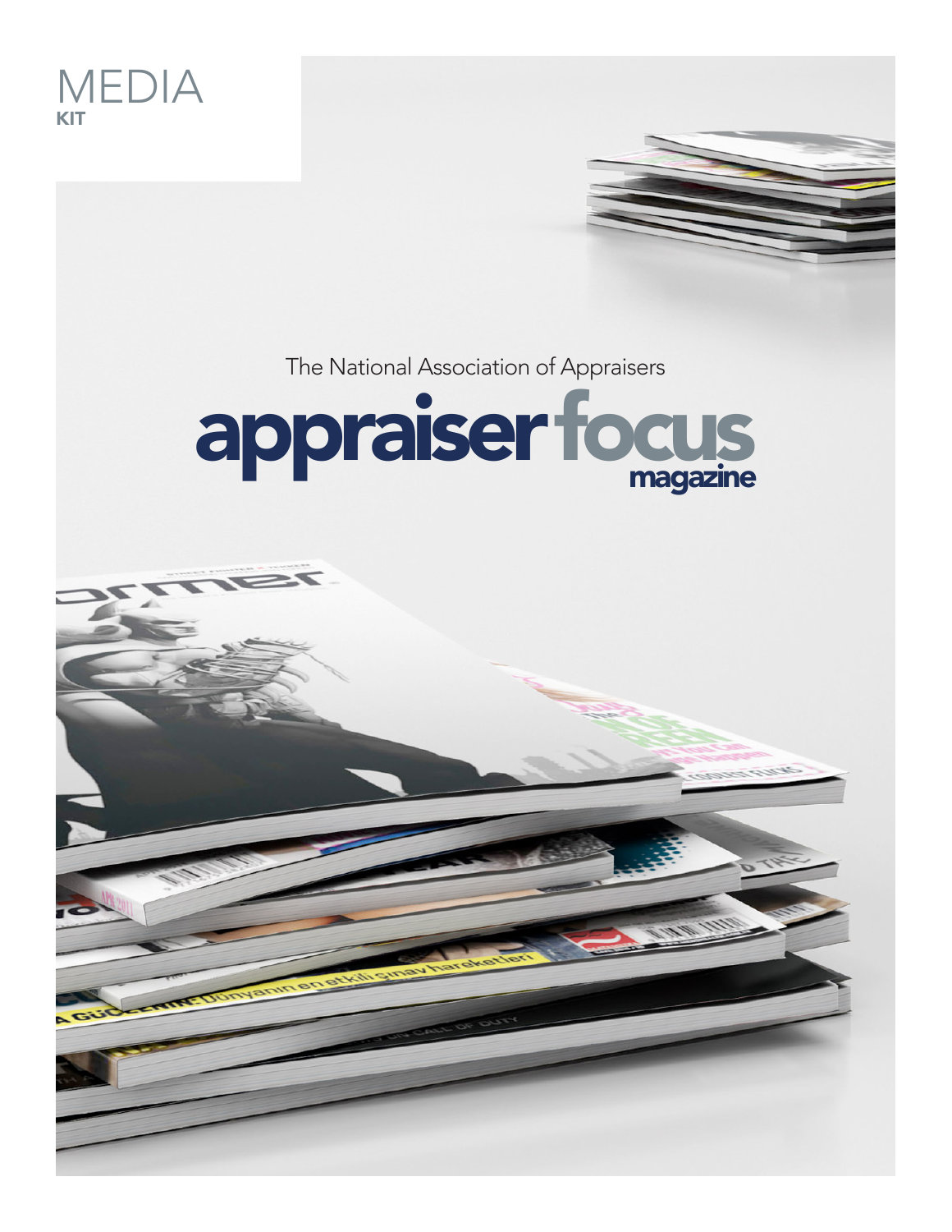# MEDIA
**KIT**

The National Association of Appraisers

# appraiser focus
**magazine**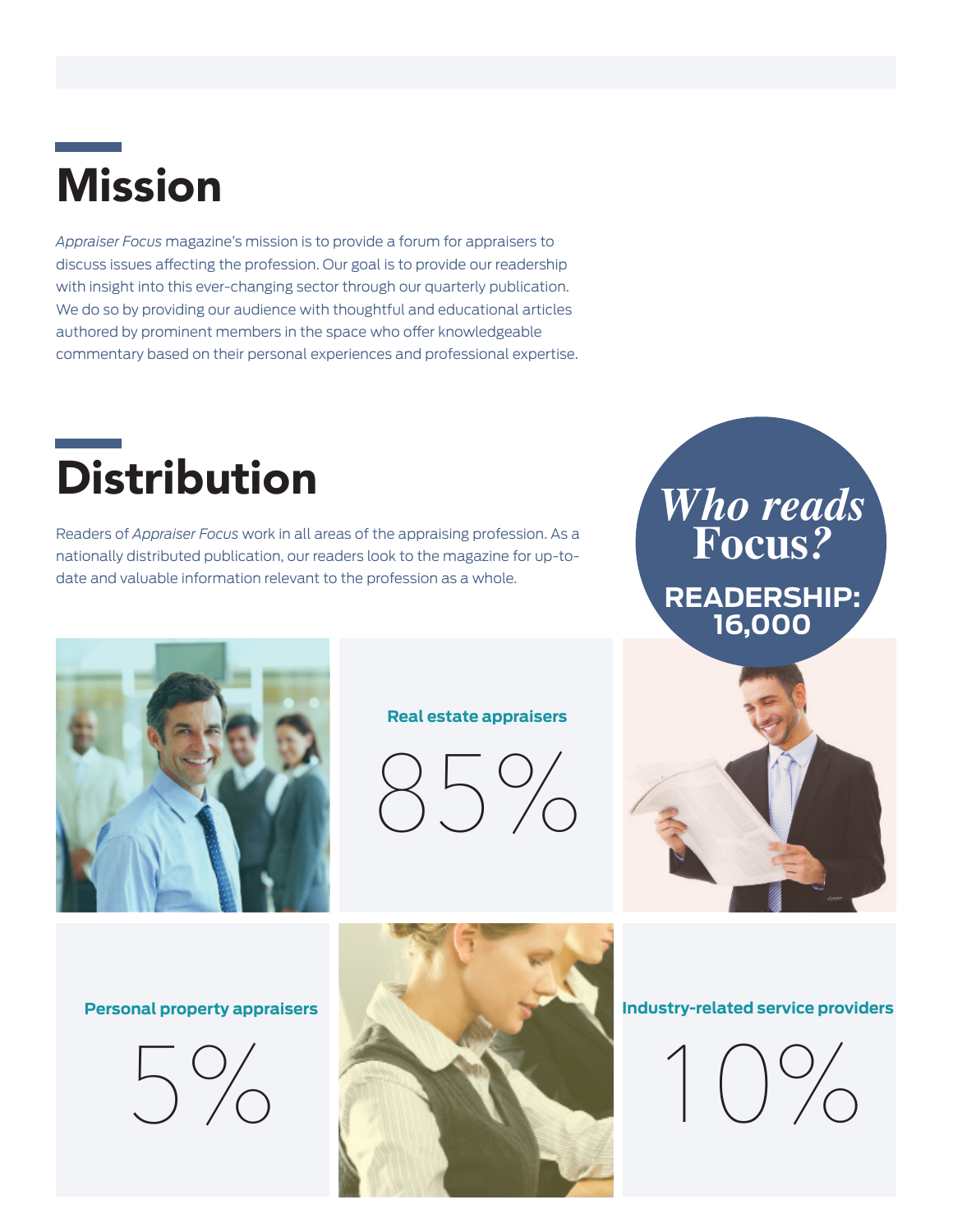# Mission

*Appraiser Focus* magazine's mission is to provide a forum for appraisers to discuss issues affecting the profession. Our goal is to provide our readership with insight into this ever-changing sector through our quarterly publication. We do so by providing our audience with thoughtful and educational articles authored by prominent members in the space who offer knowledgeable commentary based on their personal experiences and professional expertise.

# Distribution

Readers of *Appraiser Focus* work in all areas of the appraising profession. As a nationally distributed publication, our readers look to the magazine for up-to-date and valuable information relevant to the profession as a whole.

## *Who reads* Focus?

**READERSHIP: 16,000**

**Real estate appraisers**

85%

**Personal property appraisers**

5%

**Industry-related service providers**

10%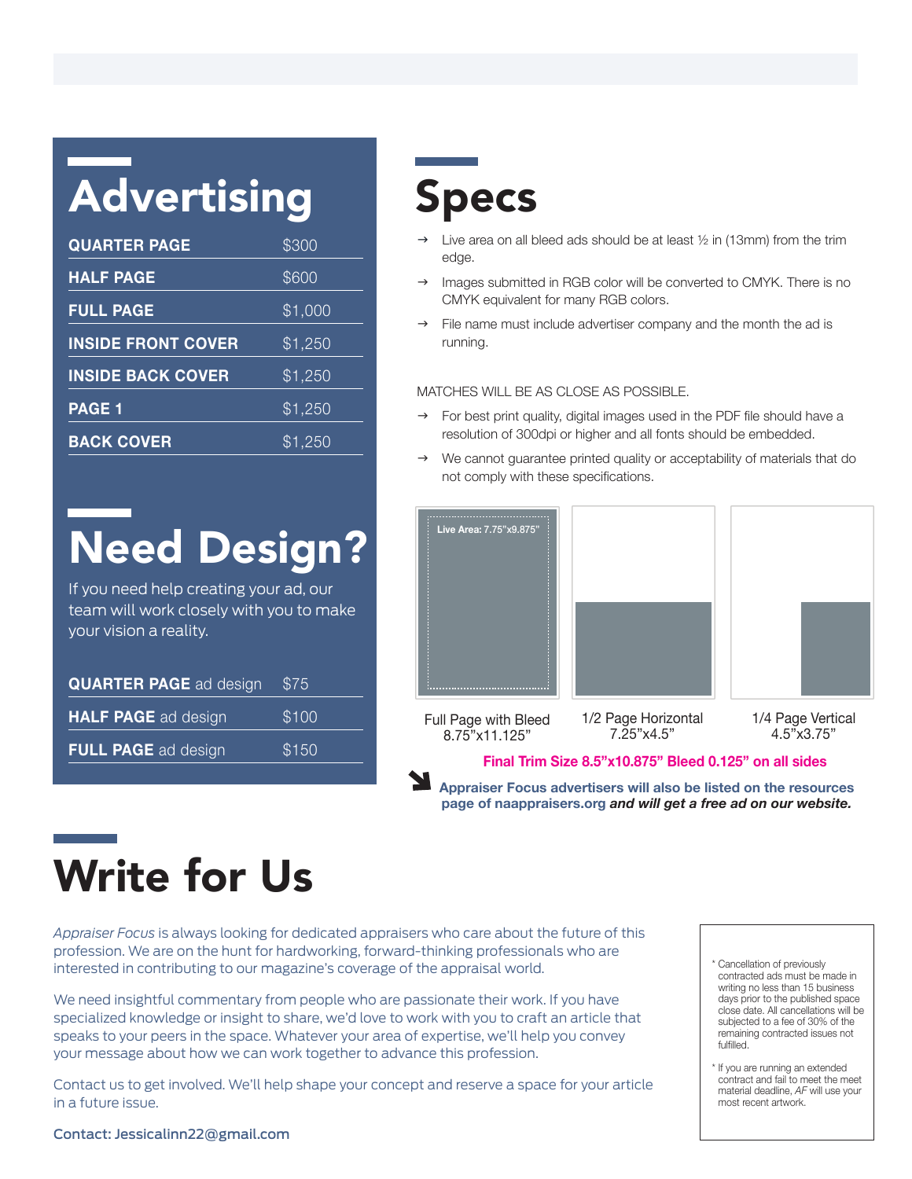# Advertising

| | |
|---|---|
| **QUARTER PAGE** | $300 |
| **HALF PAGE** | $600 |
| **FULL PAGE** | $1,000 |
| **INSIDE FRONT COVER** | $1,250 |
| **INSIDE BACK COVER** | $1,250 |
| **PAGE 1** | $1,250 |
| **BACK COVER** | $1,250 |

# Need Design?

If you need help creating your ad, our team will work closely with you to make your vision a reality.

| | |
|---|---|
| **QUARTER PAGE** ad design | $75 |
| **HALF PAGE** ad design | $100 |
| **FULL PAGE** ad design | $150 |

# Specs

→ Live area on all bleed ads should be at least ½ in (13mm) from the trim edge.

→ Images submitted in RGB color will be converted to CMYK. There is no CMYK equivalent for many RGB colors.

→ File name must include advertiser company and the month the ad is running.

MATCHES WILL BE AS CLOSE AS POSSIBLE.

→ For best print quality, digital images used in the PDF file should have a resolution of 300dpi or higher and all fonts should be embedded.

→ We cannot guarantee printed quality or acceptability of materials that do not comply with these specifications.

Live Area: 7.75"x9.875"

Full Page with Bleed 8.75"x11.125"

1/2 Page Horizontal 7.25"x4.5"

1/4 Page Vertical 4.5"x3.75"

**Final Trim Size 8.5"x10.875" Bleed 0.125" on all sides**

**Appraiser Focus advertisers will also be listed on the resources page of naappraisers.org *and will get a free ad on our website.***

# Write for Us

*Appraiser Focus* is always looking for dedicated appraisers who care about the future of this profession. We are on the hunt for hardworking, forward-thinking professionals who are interested in contributing to our magazine's coverage of the appraisal world.

We need insightful commentary from people who are passionate their work. If you have specialized knowledge or insight to share, we'd love to work with you to craft an article that speaks to your peers in the space. Whatever your area of expertise, we'll help you convey your message about how we can work together to advance this profession.

Contact us to get involved. We'll help shape your concept and reserve a space for your article in a future issue.

**Contact: Jessicalinn22@gmail.com**

* Cancellation of previously contracted ads must be made in writing no less than 15 business days prior to the published space close date. All cancellations will be subjected to a fee of 30% of the remaining contracted issues not fulfilled.

* If you are running an extended contract and fail to meet the meet material deadline, *AF* will use your most recent artwork.